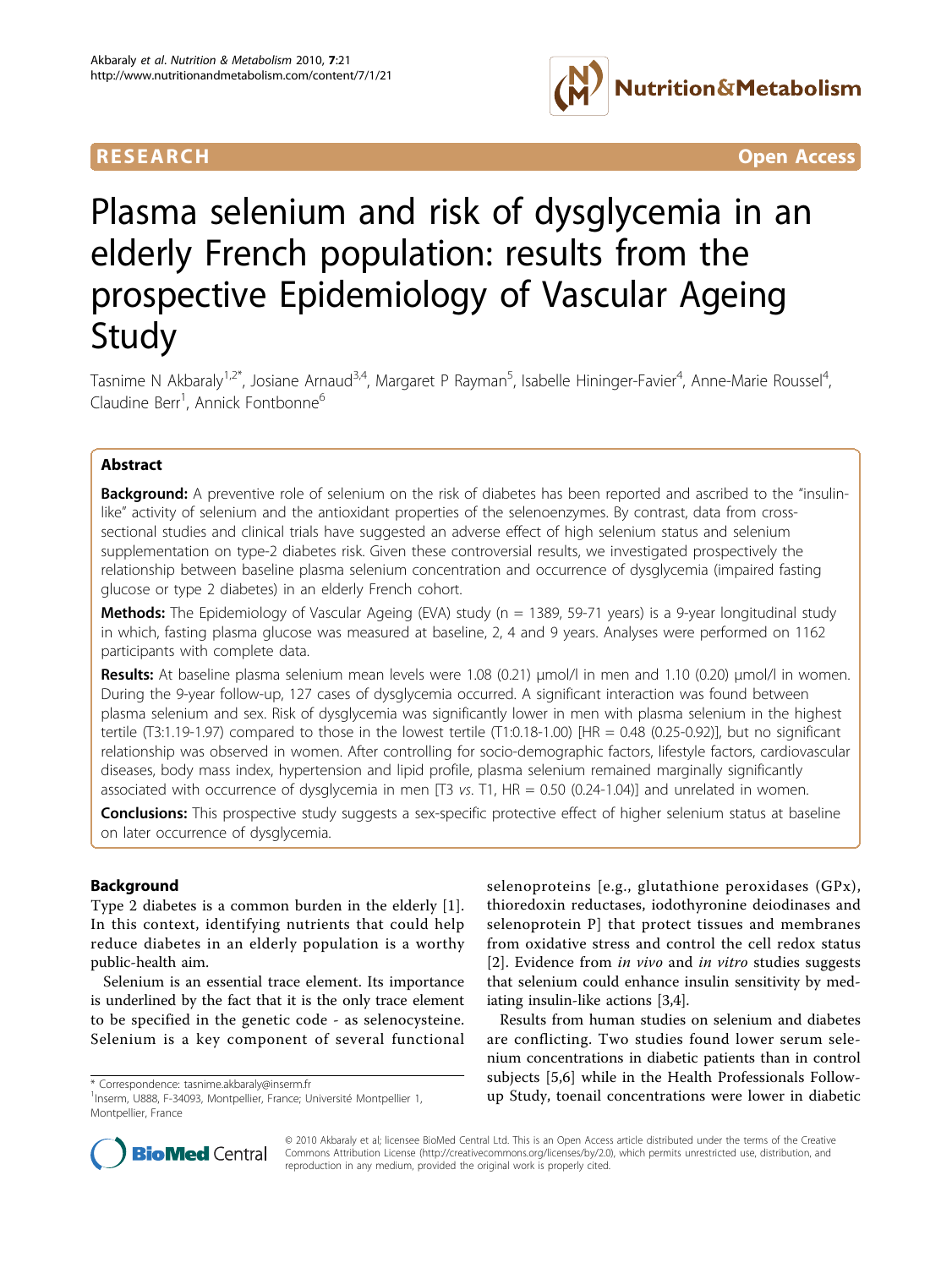RESEARCH Open Access

# Plasma selenium and risk of dysglycemia in an elderly French population: results from the prospective Epidemiology of Vascular Ageing Study

Tasnime N Akbaraly[1,2*], Josiane Arnaud[3,4], Margaret P Rayman[5], Isabelle Hininger-Favier[4], Anne-Marie Roussel[4], Claudine Berr[1], Annick Fontbonne[6]

## Abstract

**Background:** A preventive role of selenium on the risk of diabetes has been reported and ascribed to the "insulin-like" activity of selenium and the antioxidant properties of the selenoenzymes. By contrast, data from cross-sectional studies and clinical trials have suggested an adverse effect of high selenium status and selenium supplementation on type-2 diabetes risk. Given these controversial results, we investigated prospectively the relationship between baseline plasma selenium concentration and occurrence of dysglycemia (impaired fasting glucose or type 2 diabetes) in an elderly French cohort.

**Methods:** The Epidemiology of Vascular Ageing (EVA) study (n = 1389, 59-71 years) is a 9-year longitudinal study in which, fasting plasma glucose was measured at baseline, 2, 4 and 9 years. Analyses were performed on 1162 participants with complete data.

**Results:** At baseline plasma selenium mean levels were 1.08 (0.21) μmol/l in men and 1.10 (0.20) μmol/l in women. During the 9-year follow-up, 127 cases of dysglycemia occurred. A significant interaction was found between plasma selenium and sex. Risk of dysglycemia was significantly lower in men with plasma selenium in the highest tertile (T3:1.19-1.97) compared to those in the lowest tertile (T1:0.18-1.00) [HR = 0.48 (0.25-0.92)], but no significant relationship was observed in women. After controlling for socio-demographic factors, lifestyle factors, cardiovascular diseases, body mass index, hypertension and lipid profile, plasma selenium remained marginally significantly associated with occurrence of dysglycemia in men [T3 *vs.* T1, HR = 0.50 (0.24-1.04)] and unrelated in women.

**Conclusions:** This prospective study suggests a sex-specific protective effect of higher selenium status at baseline on later occurrence of dysglycemia.

## Background

Type 2 diabetes is a common burden in the elderly [1]. In this context, identifying nutrients that could help reduce diabetes in an elderly population is a worthy public-health aim.

Selenium is an essential trace element. Its importance is underlined by the fact that it is the only trace element to be specified in the genetic code - as selenocysteine. Selenium is a key component of several functional selenoproteins [e.g., glutathione peroxidases (GPx), thioredoxin reductases, iodothyronine deiodinases and selenoprotein P] that protect tissues and membranes from oxidative stress and control the cell redox status [2]. Evidence from *in vivo* and *in vitro* studies suggests that selenium could enhance insulin sensitivity by mediating insulin-like actions [3,4].

Results from human studies on selenium and diabetes are conflicting. Two studies found lower serum selenium concentrations in diabetic patients than in control subjects [5,6] while in the Health Professionals Follow-up Study, toenail concentrations were lower in diabetic

\* Correspondence: tasnime.akbaraly@inserm.fr
[1]Inserm, U888, F-34093, Montpellier, France; Université Montpellier 1, Montpellier, France

© 2010 Akbaraly et al; licensee BioMed Central Ltd. This is an Open Access article distributed under the terms of the Creative Commons Attribution License (http://creativecommons.org/licenses/by/2.0), which permits unrestricted use, distribution, and reproduction in any medium, provided the original work is properly cited.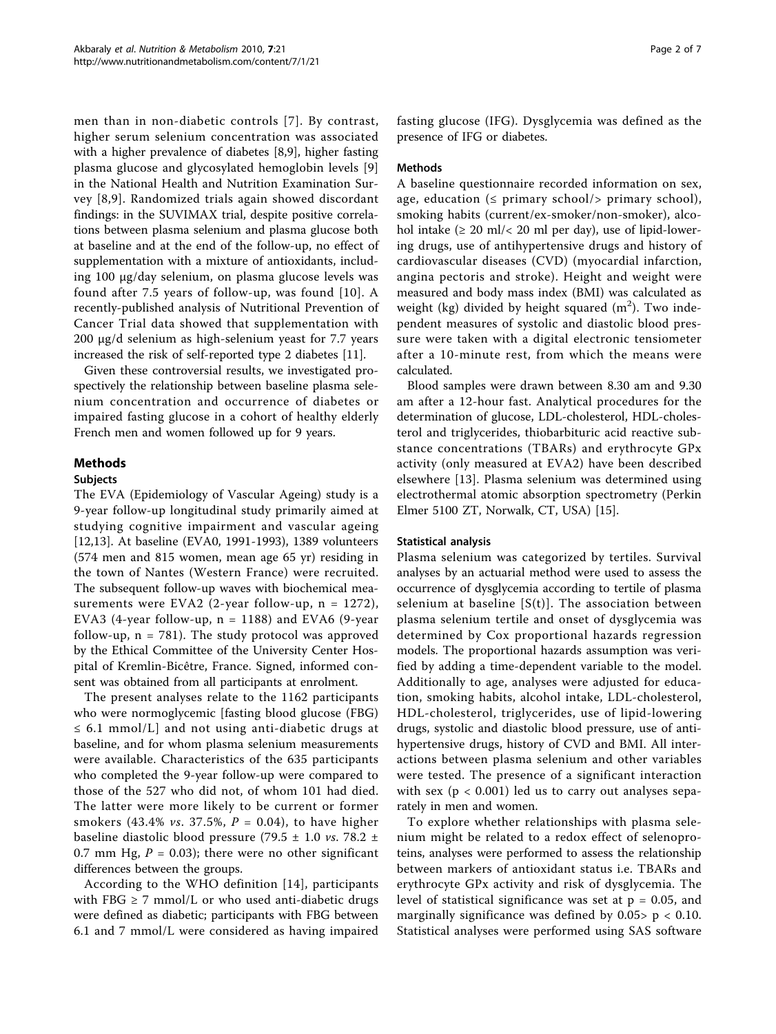men than in non-diabetic controls [7]. By contrast, higher serum selenium concentration was associated with a higher prevalence of diabetes [8,9], higher fasting plasma glucose and glycosylated hemoglobin levels [9] in the National Health and Nutrition Examination Survey [8,9]. Randomized trials again showed discordant findings: in the SUVIMAX trial, despite positive correlations between plasma selenium and plasma glucose both at baseline and at the end of the follow-up, no effect of supplementation with a mixture of antioxidants, including 100 μg/day selenium, on plasma glucose levels was found after 7.5 years of follow-up, was found [10]. A recently-published analysis of Nutritional Prevention of Cancer Trial data showed that supplementation with 200 μg/d selenium as high-selenium yeast for 7.7 years increased the risk of self-reported type 2 diabetes [11].

Given these controversial results, we investigated prospectively the relationship between baseline plasma selenium concentration and occurrence of diabetes or impaired fasting glucose in a cohort of healthy elderly French men and women followed up for 9 years.

## Methods

### Subjects

The EVA (Epidemiology of Vascular Ageing) study is a 9-year follow-up longitudinal study primarily aimed at studying cognitive impairment and vascular ageing [12,13]. At baseline (EVA0, 1991-1993), 1389 volunteers (574 men and 815 women, mean age 65 yr) residing in the town of Nantes (Western France) were recruited. The subsequent follow-up waves with biochemical measurements were EVA2 (2-year follow-up, n = 1272), EVA3 (4-year follow-up, n = 1188) and EVA6 (9-year follow-up, n = 781). The study protocol was approved by the Ethical Committee of the University Center Hospital of Kremlin-Bicêtre, France. Signed, informed consent was obtained from all participants at enrolment.

The present analyses relate to the 1162 participants who were normoglycemic [fasting blood glucose (FBG) ≤ 6.1 mmol/L] and not using anti-diabetic drugs at baseline, and for whom plasma selenium measurements were available. Characteristics of the 635 participants who completed the 9-year follow-up were compared to those of the 527 who did not, of whom 101 had died. The latter were more likely to be current or former smokers (43.4% *vs*. 37.5%, $P = 0.04$), to have higher baseline diastolic blood pressure (79.5 ± 1.0 *vs*. 78.2 ± 0.7 mm Hg, $P = 0.03$); there were no other significant differences between the groups.

According to the WHO definition [14], participants with FBG ≥ 7 mmol/L or who used anti-diabetic drugs were defined as diabetic; participants with FBG between 6.1 and 7 mmol/L were considered as having impaired fasting glucose (IFG). Dysglycemia was defined as the presence of IFG or diabetes.

### Methods

A baseline questionnaire recorded information on sex, age, education (≤ primary school/> primary school), smoking habits (current/ex-smoker/non-smoker), alcohol intake (≥ 20 ml/< 20 ml per day), use of lipid-lowering drugs, use of antihypertensive drugs and history of cardiovascular diseases (CVD) (myocardial infarction, angina pectoris and stroke). Height and weight were measured and body mass index (BMI) was calculated as weight (kg) divided by height squared ($m^2$). Two independent measures of systolic and diastolic blood pressure were taken with a digital electronic tensiometer after a 10-minute rest, from which the means were calculated.

Blood samples were drawn between 8.30 am and 9.30 am after a 12-hour fast. Analytical procedures for the determination of glucose, LDL-cholesterol, HDL-cholesterol and triglycerides, thiobarbituric acid reactive substance concentrations (TBARs) and erythrocyte GPx activity (only measured at EVA2) have been described elsewhere [13]. Plasma selenium was determined using electrothermal atomic absorption spectrometry (Perkin Elmer 5100 ZT, Norwalk, CT, USA) [15].

### Statistical analysis

Plasma selenium was categorized by tertiles. Survival analyses by an actuarial method were used to assess the occurrence of dysglycemia according to tertile of plasma selenium at baseline [S(t)]. The association between plasma selenium tertile and onset of dysglycemia was determined by Cox proportional hazards regression models. The proportional hazards assumption was verified by adding a time-dependent variable to the model. Additionally to age, analyses were adjusted for education, smoking habits, alcohol intake, LDL-cholesterol, HDL-cholesterol, triglycerides, use of lipid-lowering drugs, systolic and diastolic blood pressure, use of antihypertensive drugs, history of CVD and BMI. All interactions between plasma selenium and other variables were tested. The presence of a significant interaction with sex ($p < 0.001$) led us to carry out analyses separately in men and women.

To explore whether relationships with plasma selenium might be related to a redox effect of selenoproteins, analyses were performed to assess the relationship between markers of antioxidant status i.e. TBARs and erythrocyte GPx activity and risk of dysglycemia. The level of statistical significance was set at $p = 0.05$, and marginally significance was defined by $0.05 > p < 0.10$. Statistical analyses were performed using SAS software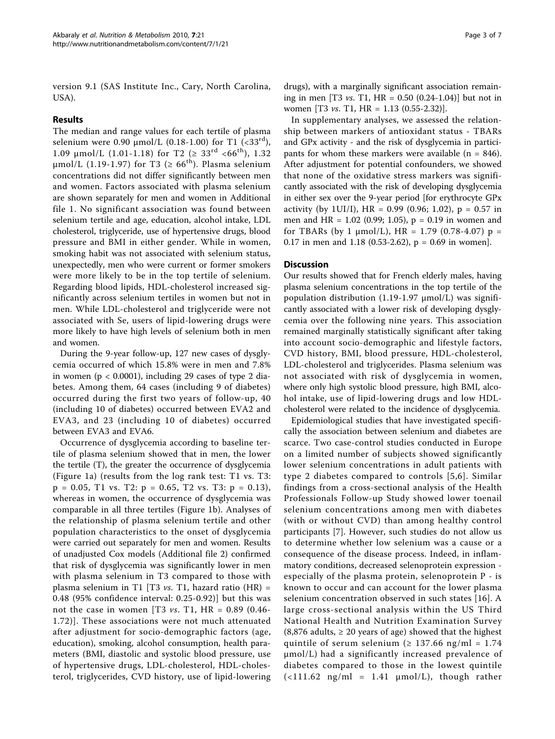version 9.1 (SAS Institute Inc., Cary, North Carolina, USA).

## Results

The median and range values for each tertile of plasma selenium were 0.90 μmol/L (0.18-1.00) for T1 (<33[rd]), 1.09 μmol/L (1.01-1.18) for T2 (≥ 33[rd] <66[th]), 1.32 μmol/L (1.19-1.97) for T3 (≥ 66[th]). Plasma selenium concentrations did not differ significantly between men and women. Factors associated with plasma selenium are shown separately for men and women in Additional file 1. No significant association was found between selenium tertile and age, education, alcohol intake, LDL cholesterol, triglyceride, use of hypertensive drugs, blood pressure and BMI in either gender. While in women, smoking habit was not associated with selenium status, unexpectedly, men who were current or former smokers were more likely to be in the top tertile of selenium. Regarding blood lipids, HDL-cholesterol increased significantly across selenium tertiles in women but not in men. While LDL-cholesterol and triglyceride were not associated with Se, users of lipid-lowering drugs were more likely to have high levels of selenium both in men and women.

During the 9-year follow-up, 127 new cases of dysglycemia occurred of which 15.8% were in men and 7.8% in women ($p < 0.0001$), including 29 cases of type 2 diabetes. Among them, 64 cases (including 9 of diabetes) occurred during the first two years of follow-up, 40 (including 10 of diabetes) occurred between EVA2 and EVA3, and 23 (including 10 of diabetes) occurred between EVA3 and EVA6.

Occurrence of dysglycemia according to baseline tertile of plasma selenium showed that in men, the lower the tertile (T), the greater the occurrence of dysglycemia (Figure 1a) (results from the log rank test: T1 vs. T3: $p = 0.05$, T1 vs. T2: $p = 0.65$, T2 vs. T3: $p = 0.13$), whereas in women, the occurrence of dysglycemia was comparable in all three tertiles (Figure 1b). Analyses of the relationship of plasma selenium tertile and other population characteristics to the onset of dysglycemia were carried out separately for men and women. Results of unadjusted Cox models (Additional file 2) confirmed that risk of dysglycemia was significantly lower in men with plasma selenium in T3 compared to those with plasma selenium in T1 [T3 *vs.* T1, hazard ratio (HR) = 0.48 (95% confidence interval: 0.25-0.92)] but this was not the case in women [T3 *vs.* T1, HR = 0.89 (0.46-1.72)]. These associations were not much attenuated after adjustment for socio-demographic factors (age, education), smoking, alcohol consumption, health parameters (BMI, diastolic and systolic blood pressure, use of hypertensive drugs, LDL-cholesterol, HDL-cholesterol, triglycerides, CVD history, use of lipid-lowering drugs), with a marginally significant association remaining in men [T3 *vs.* T1, HR = 0.50 (0.24-1.04)] but not in women [T3 *vs.* T1, HR = 1.13 (0.55-2.32)].

In supplementary analyses, we assessed the relationship between markers of antioxidant status - TBARs and GPx activity - and the risk of dysglycemia in participants for whom these markers were available (n = 846). After adjustment for potential confounders, we showed that none of the oxidative stress markers was significantly associated with the risk of developing dysglycemia in either sex over the 9-year period [for erythrocyte GPx activity (by 1UI/l), HR = 0.99 (0.96; 1.02), $p = 0.57$ in men and HR = 1.02 (0.99; 1.05), $p = 0.19$ in women and for TBARs (by 1 μmol/L), HR = 1.79 (0.78-4.07) $p = 0.17$ in men and 1.18 (0.53-2.62), $p = 0.69$ in women].

## Discussion

Our results showed that for French elderly males, having plasma selenium concentrations in the top tertile of the population distribution (1.19-1.97 μmol/L) was significantly associated with a lower risk of developing dysglycemia over the following nine years. This association remained marginally statistically significant after taking into account socio-demographic and lifestyle factors, CVD history, BMI, blood pressure, HDL-cholesterol, LDL-cholesterol and triglycerides. Plasma selenium was not associated with risk of dysglycemia in women, where only high systolic blood pressure, high BMI, alcohol intake, use of lipid-lowering drugs and low HDL-cholesterol were related to the incidence of dysglycemia.

Epidemiological studies that have investigated specifically the association between selenium and diabetes are scarce. Two case-control studies conducted in Europe on a limited number of subjects showed significantly lower selenium concentrations in adult patients with type 2 diabetes compared to controls [5,6]. Similar findings from a cross-sectional analysis of the Health Professionals Follow-up Study showed lower toenail selenium concentrations among men with diabetes (with or without CVD) than among healthy control participants [7]. However, such studies do not allow us to determine whether low selenium was a cause or a consequence of the disease process. Indeed, in inflammatory conditions, decreased selenoprotein expression - especially of the plasma protein, selenoprotein P - is known to occur and can account for the lower plasma selenium concentration observed in such states [16]. A large cross-sectional analysis within the US Third National Health and Nutrition Examination Survey (8,876 adults, ≥ 20 years of age) showed that the highest quintile of serum selenium (≥ 137.66 ng/ml = 1.74 μmol/L) had a significantly increased prevalence of diabetes compared to those in the lowest quintile (<111.62 ng/ml = 1.41 μmol/L), though rather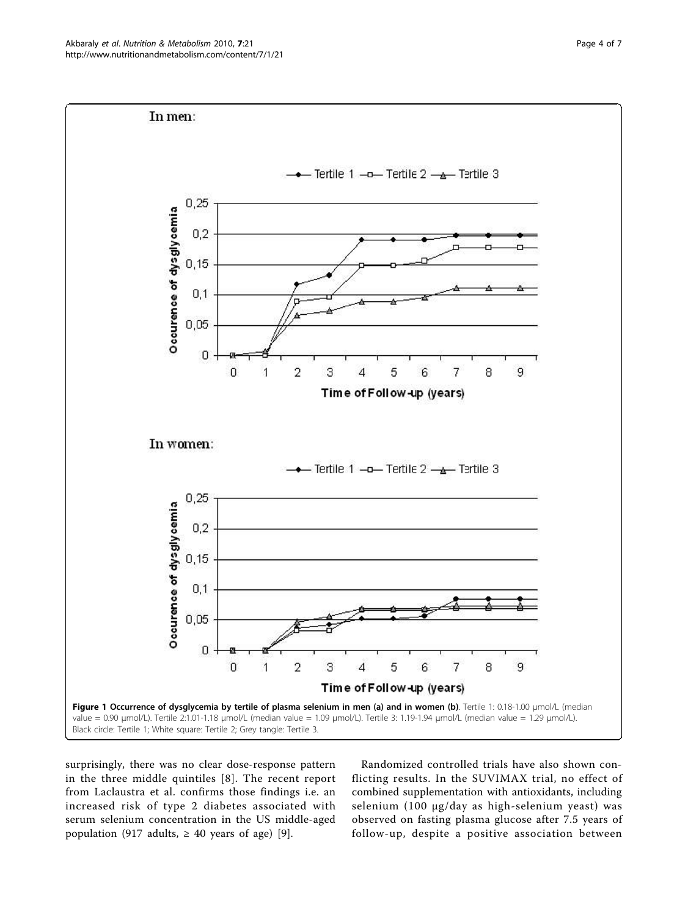**Figure 1 Occurrence of dysglycemia by tertile of plasma selenium in men (a) and in women (b)**. Tertile 1: 0.18-1.00 μmol/L (median value = 0.90 μmol/L). Tertile 2:1.01-1.18 μmol/L (median value = 1.09 μmol/L). Tertile 3: 1.19-1.94 μmol/L (median value = 1.29 μmol/L). Black circle: Tertile 1; White square: Tertile 2; Grey tangle: Tertile 3.

surprisingly, there was no clear dose-response pattern in the three middle quintiles [8]. The recent report from Laclaustra et al. confirms those findings i.e. an increased risk of type 2 diabetes associated with serum selenium concentration in the US middle-aged population (917 adults, ≥ 40 years of age) [9].

Randomized controlled trials have also shown conflicting results. In the SUVIMAX trial, no effect of combined supplementation with antioxidants, including selenium (100 μg/day as high-selenium yeast) was observed on fasting plasma glucose after 7.5 years of follow-up, despite a positive association between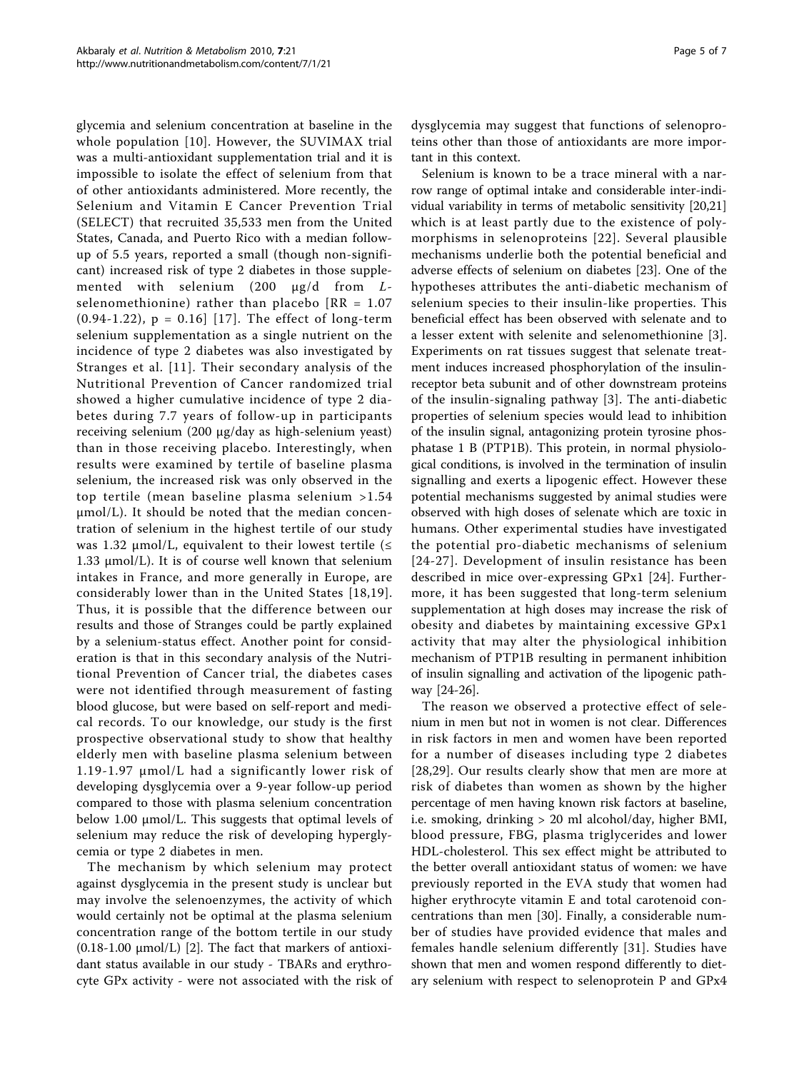glycemia and selenium concentration at baseline in the whole population [10]. However, the SUVIMAX trial was a multi-antioxidant supplementation trial and it is impossible to isolate the effect of selenium from that of other antioxidants administered. More recently, the Selenium and Vitamin E Cancer Prevention Trial (SELECT) that recruited 35,533 men from the United States, Canada, and Puerto Rico with a median follow-up of 5.5 years, reported a small (though non-significant) increased risk of type 2 diabetes in those supplemented with selenium (200 μg/d from *L*-selenomethionine) rather than placebo [RR = 1.07 (0.94-1.22), p = 0.16] [17]. The effect of long-term selenium supplementation as a single nutrient on the incidence of type 2 diabetes was also investigated by Stranges et al. [11]. Their secondary analysis of the Nutritional Prevention of Cancer randomized trial showed a higher cumulative incidence of type 2 diabetes during 7.7 years of follow-up in participants receiving selenium (200 μg/day as high-selenium yeast) than in those receiving placebo. Interestingly, when results were examined by tertile of baseline plasma selenium, the increased risk was only observed in the top tertile (mean baseline plasma selenium >1.54 μmol/L). It should be noted that the median concentration of selenium in the highest tertile of our study was 1.32 μmol/L, equivalent to their lowest tertile (≤ 1.33 μmol/L). It is of course well known that selenium intakes in France, and more generally in Europe, are considerably lower than in the United States [18,19]. Thus, it is possible that the difference between our results and those of Stranges could be partly explained by a selenium-status effect. Another point for consideration is that in this secondary analysis of the Nutritional Prevention of Cancer trial, the diabetes cases were not identified through measurement of fasting blood glucose, but were based on self-report and medical records. To our knowledge, our study is the first prospective observational study to show that healthy elderly men with baseline plasma selenium between 1.19-1.97 μmol/L had a significantly lower risk of developing dysglycemia over a 9-year follow-up period compared to those with plasma selenium concentration below 1.00 μmol/L. This suggests that optimal levels of selenium may reduce the risk of developing hyperglycemia or type 2 diabetes in men.

The mechanism by which selenium may protect against dysglycemia in the present study is unclear but may involve the selenoenzymes, the activity of which would certainly not be optimal at the plasma selenium concentration range of the bottom tertile in our study (0.18-1.00 μmol/L) [2]. The fact that markers of antioxidant status available in our study - TBARs and erythrocyte GPx activity - were not associated with the risk of dysglycemia may suggest that functions of selenoproteins other than those of antioxidants are more important in this context.

Selenium is known to be a trace mineral with a narrow range of optimal intake and considerable inter-individual variability in terms of metabolic sensitivity [20,21] which is at least partly due to the existence of polymorphisms in selenoproteins [22]. Several plausible mechanisms underlie both the potential beneficial and adverse effects of selenium on diabetes [23]. One of the hypotheses attributes the anti-diabetic mechanism of selenium species to their insulin-like properties. This beneficial effect has been observed with selenate and to a lesser extent with selenite and selenomethionine [3]. Experiments on rat tissues suggest that selenate treatment induces increased phosphorylation of the insulin-receptor beta subunit and of other downstream proteins of the insulin-signaling pathway [3]. The anti-diabetic properties of selenium species would lead to inhibition of the insulin signal, antagonizing protein tyrosine phosphatase 1 B (PTP1B). This protein, in normal physiological conditions, is involved in the termination of insulin signalling and exerts a lipogenic effect. However these potential mechanisms suggested by animal studies were observed with high doses of selenate which are toxic in humans. Other experimental studies have investigated the potential pro-diabetic mechanisms of selenium [24-27]. Development of insulin resistance has been described in mice over-expressing GPx1 [24]. Furthermore, it has been suggested that long-term selenium supplementation at high doses may increase the risk of obesity and diabetes by maintaining excessive GPx1 activity that may alter the physiological inhibition mechanism of PTP1B resulting in permanent inhibition of insulin signalling and activation of the lipogenic pathway [24-26].

The reason we observed a protective effect of selenium in men but not in women is not clear. Differences in risk factors in men and women have been reported for a number of diseases including type 2 diabetes [28,29]. Our results clearly show that men are more at risk of diabetes than women as shown by the higher percentage of men having known risk factors at baseline, i.e. smoking, drinking > 20 ml alcohol/day, higher BMI, blood pressure, FBG, plasma triglycerides and lower HDL-cholesterol. This sex effect might be attributed to the better overall antioxidant status of women: we have previously reported in the EVA study that women had higher erythrocyte vitamin E and total carotenoid concentrations than men [30]. Finally, a considerable number of studies have provided evidence that males and females handle selenium differently [31]. Studies have shown that men and women respond differently to dietary selenium with respect to selenoprotein P and GPx4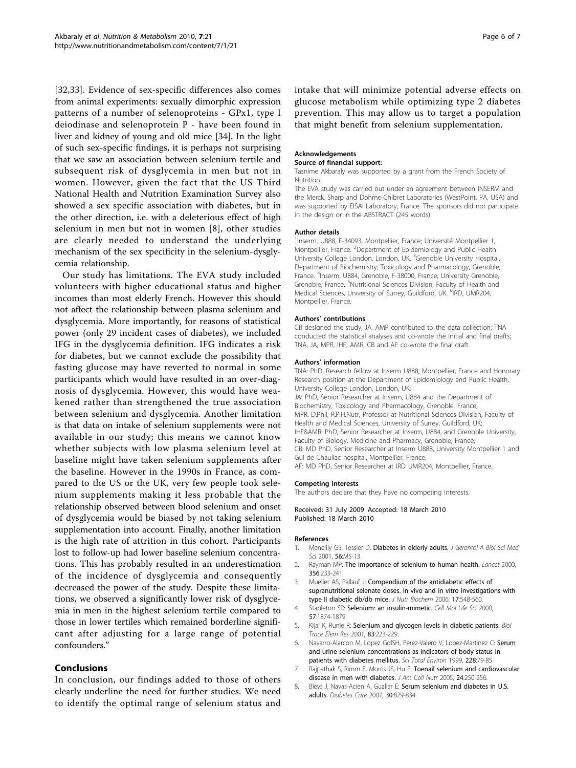[32,33]. Evidence of sex-specific differences also comes from animal experiments: sexually dimorphic expression patterns of a number of selenoproteins - GPx1, type I deiodinase and selenoprotein P - have been found in liver and kidney of young and old mice [34]. In the light of such sex-specific findings, it is perhaps not surprising that we saw an association between selenium tertile and subsequent risk of dysglycemia in men but not in women. However, given the fact that the US Third National Health and Nutrition Examination Survey also showed a sex specific association with diabetes, but in the other direction, i.e. with a deleterious effect of high selenium in men but not in women [8], other studies are clearly needed to understand the underlying mechanism of the sex specificity in the selenium-dysglycemia relationship.

Our study has limitations. The EVA study included volunteers with higher educational status and higher incomes than most elderly French. However this should not affect the relationship between plasma selenium and dysglycemia. More importantly, for reasons of statistical power (only 29 incident cases of diabetes), we included IFG in the dysglycemia definition. IFG indicates a risk for diabetes, but we cannot exclude the possibility that fasting glucose may have reverted to normal in some participants which would have resulted in an over-diagnosis of dysglycemia. However, this would have weakened rather than strengthened the true association between selenium and dysglycemia. Another limitation is that data on intake of selenium supplements were not available in our study; this means we cannot know whether subjects with low plasma selenium level at baseline might have taken selenium supplements after the baseline. However in the 1990s in France, as compared to the US or the UK, very few people took selenium supplements making it less probable that the relationship observed between blood selenium and onset of dysglycemia would be biased by not taking selenium supplementation into account. Finally, another limitation is the high rate of attrition in this cohort. Participants lost to follow-up had lower baseline selenium concentrations. This has probably resulted in an underestimation of the incidence of dysglycemia and consequently decreased the power of the study. Despite these limitations, we observed a significantly lower risk of dysglycemia in men in the highest selenium tertile compared to those in lower tertiles which remained borderline significant after adjusting for a large range of potential confounders."

## Conclusions

In conclusion, our findings added to those of others clearly underline the need for further studies. We need to identify the optimal range of selenium status and intake that will minimize potential adverse effects on glucose metabolism while optimizing type 2 diabetes prevention. This may allow us to target a population that might benefit from selenium supplementation.

#### Acknowledgements

**Source of financial support:**

Tasnime Akbaraly was supported by a grant from the French Society of Nutrition.

The EVA study was carried out under an agreement between INSERM and the Merck, Sharp and Dohme-Chibret Laboratories (WestPoint, PA, USA) and was supported by EISAI Laboratory, France. The sponsors did not participate in the design or in the ABSTRACT (245 words)

#### Author details

[1]Inserm, U888, F-34093, Montpellier, France; Université Montpellier 1, Montpellier, France. [2]Department of Epidemiology and Public Health University College London, London, UK. [3]Grenoble University Hospital, Department of Biochemistry, Toxicology and Pharmacology, Grenoble, France. [4]Inserm, U884, Grenoble, F-38000, France; University Grenoble, Grenoble, France. [5]Nutritional Sciences Division, Faculty of Health and Medical Sciences, University of Surrey, Guildford, UK. [6]IRD, UMR204, Montpellier, France.

#### Authors' contributions

CB designed the study; JA, AMR contributed to the data collection; TNA conducted the statistical analyses and co-wrote the initial and final drafts; TNA, JA, MPR, IHF, AMR, CB and AF co-wrote the final draft.

#### Authors' information

TNA: PhD, Research fellow at Inserm U888, Montpellier, France and Honorary Research position at the Department of Epidemiology and Public Health, University College London, London, UK;
JA: PhD, Senior Researcher at Inserm, U884 and the Department of Biochemistry, Toxicology and Pharmacology, Grenoble, France;
MPR: D.Phil, R.P.H.Nutr, Professor at Nutritional Sciences Division, Faculty of Health and Medical Sciences, University of Surrey, Guildford, UK;
IHF&AMR: PhD, Senior Researcher at Inserm, U884, and Grenoble University, Faculty of Biology, Medicine and Pharmacy, Grenoble, France;
CB: MD PhD, Senior Researcher at Inserm U888, University Montpellier 1 and Gui de Chauliac hospital, Montpellier, France;
AF: MD PhD, Senior Researcher at IRD UMR204, Montpellier, France.

#### Competing interests

The authors declare that they have no competing interests.

Received: 31 July 2009 Accepted: 18 March 2010
Published: 18 March 2010

#### References

1. Meneilly GS, Tessier D: **Diabetes in elderly adults.** *J Gerontol A Biol Sci Med Sci* 2001, **56**:M5-13.
2. Rayman MP: **The importance of selenium to human health.** *Lancet* 2000, **356**:233-241.
3. Mueller AS, Pallauf J: **Compendium of the antidiabetic effects of supranutritional selenate doses. In vivo and in vitro investigations with type II diabetic db/db mice.** *J Nutr Biochem* 2006, **17**:548-560.
4. Stapleton SR: **Selenium: an insulin-mimetic.** *Cell Mol Life Sci* 2000, **57**:1874-1879.
5. Kljai K, Runje R: **Selenium and glycogen levels in diabetic patients.** *Biol Trace Elem Res* 2001, **83**:223-229.
6. Navarro-Alarcon M, Lopez GdlSH, Perez-Valero V, Lopez-Martinez C: **Serum and urine selenium concentrations as indicators of body status in patients with diabetes mellitus.** *Sci Total Environ* 1999, **228**:79-85.
7. Rajpathak S, Rimm E, Morris JS, Hu F: **Toenail selenium and cardiovascular disease in men with diabetes.** *J Am Coll Nutr* 2005, **24**:250-256.
8. Bleys J, Navas-Acien A, Guallar E: **Serum selenium and diabetes in U.S. adults.** *Diabetes Care* 2007, **30**:829-834.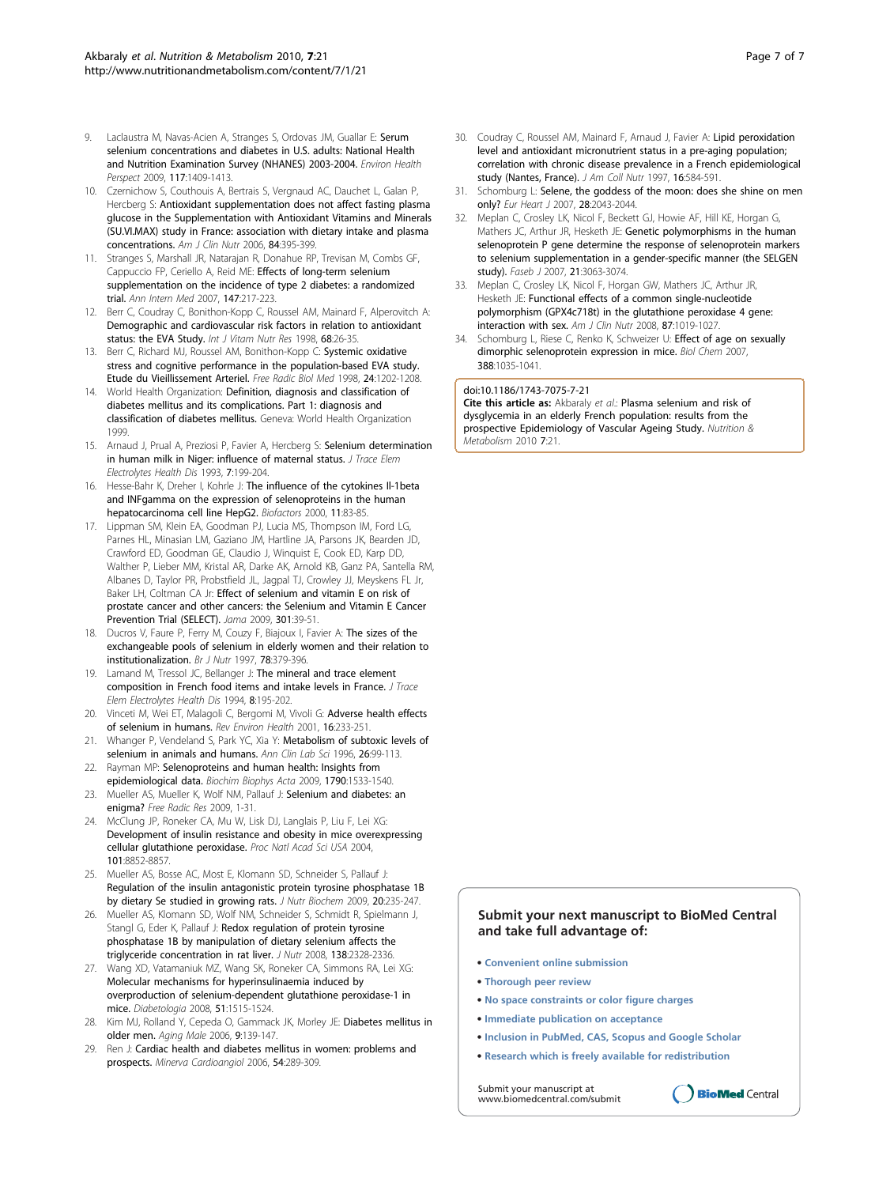9. Laclaustra M, Navas-Acien A, Stranges S, Ordovas JM, Guallar E: Serum selenium concentrations and diabetes in U.S. adults: National Health and Nutrition Examination Survey (NHANES) 2003-2004. *Environ Health Perspect* 2009, 117:1409-1413.
10. Czernichow S, Couthouis A, Bertrais S, Vergnaud AC, Dauchet L, Galan P, Hercberg S: Antioxidant supplementation does not affect fasting plasma glucose in the Supplementation with Antioxidant Vitamins and Minerals (SU.VI.MAX) study in France: association with dietary intake and plasma concentrations. *Am J Clin Nutr* 2006, 84:395-399.
11. Stranges S, Marshall JR, Natarajan R, Donahue RP, Trevisan M, Combs GF, Cappuccio FP, Ceriello A, Reid ME: Effects of long-term selenium supplementation on the incidence of type 2 diabetes: a randomized trial. *Ann Intern Med* 2007, 147:217-223.
12. Berr C, Coudray C, Bonithon-Kopp C, Roussel AM, Mainard F, Alperovitch A: Demographic and cardiovascular risk factors in relation to antioxidant status: the EVA Study. *Int J Vitam Nutr Res* 1998, 68:26-35.
13. Berr C, Richard MJ, Roussel AM, Bonithon-Kopp C: Systemic oxidative stress and cognitive performance in the population-based EVA study. Etude du Vieillissement Arteriel. *Free Radic Biol Med* 1998, 24:1202-1208.
14. World Health Organization: Definition, diagnosis and classification of diabetes mellitus and its complications. Part 1: diagnosis and classification of diabetes mellitus. Geneva: World Health Organization 1999.
15. Arnaud J, Prual A, Preziosi P, Favier A, Hercberg S: Selenium determination in human milk in Niger: influence of maternal status. *J Trace Elem Electrolytes Health Dis* 1993, 7:199-204.
16. Hesse-Bahr K, Dreher I, Kohrle J: The influence of the cytokines Il-1beta and INFgamma on the expression of selenoproteins in the human hepatocarcinoma cell line HepG2. *Biofactors* 2000, 11:83-85.
17. Lippman SM, Klein EA, Goodman PJ, Lucia MS, Thompson IM, Ford LG, Parnes HL, Minasian LM, Gaziano JM, Hartline JA, Parsons JK, Bearden JD, Crawford ED, Goodman GE, Claudio J, Winquist E, Cook ED, Karp DD, Walther P, Lieber MM, Kristal AR, Darke AK, Arnold KB, Ganz PA, Santella RM, Albanes D, Taylor PR, Probstfield JL, Jagpal TJ, Crowley JJ, Meyskens FL Jr, Baker LH, Coltman CA Jr: Effect of selenium and vitamin E on risk of prostate cancer and other cancers: the Selenium and Vitamin E Cancer Prevention Trial (SELECT). *Jama* 2009, 301:39-51.
18. Ducros V, Faure P, Ferry M, Couzy F, Biajoux I, Favier A: The sizes of the exchangeable pools of selenium in elderly women and their relation to institutionalization. *Br J Nutr* 1997, 78:379-396.
19. Lamand M, Tressol JC, Bellanger J: The mineral and trace element composition in French food items and intake levels in France. *J Trace Elem Electrolytes Health Dis* 1994, 8:195-202.
20. Vinceti M, Wei ET, Malagoli C, Bergomi M, Vivoli G: Adverse health effects of selenium in humans. *Rev Environ Health* 2001, 16:233-251.
21. Whanger P, Vendeland S, Park YC, Xia Y: Metabolism of subtoxic levels of selenium in animals and humans. *Ann Clin Lab Sci* 1996, 26:99-113.
22. Rayman MP: Selenoproteins and human health: Insights from epidemiological data. *Biochim Biophys Acta* 2009, 1790:1533-1540.
23. Mueller AS, Mueller K, Wolf NM, Pallauf J: Selenium and diabetes: an enigma? *Free Radic Res* 2009, 1-31.
24. McClung JP, Roneker CA, Mu W, Lisk DJ, Langlais P, Liu F, Lei XG: Development of insulin resistance and obesity in mice overexpressing cellular glutathione peroxidase. *Proc Natl Acad Sci USA* 2004, 101:8852-8857.
25. Mueller AS, Bosse AC, Most E, Klomann SD, Schneider S, Pallauf J: Regulation of the insulin antagonistic protein tyrosine phosphatase 1B by dietary Se studied in growing rats. *J Nutr Biochem* 2009, 20:235-247.
26. Mueller AS, Klomann SD, Wolf NM, Schneider S, Schmidt R, Spielmann J, Stangl G, Eder K, Pallauf J: Redox regulation of protein tyrosine phosphatase 1B by manipulation of dietary selenium affects the triglyceride concentration in rat liver. *J Nutr* 2008, 138:2328-2336.
27. Wang XD, Vatamaniuk MZ, Wang SK, Roneker CA, Simmons RA, Lei XG: Molecular mechanisms for hyperinsulinaemia induced by overproduction of selenium-dependent glutathione peroxidase-1 in mice. *Diabetologia* 2008, 51:1515-1524.
28. Kim MJ, Rolland Y, Cepeda O, Gammack JK, Morley JE: Diabetes mellitus in older men. *Aging Male* 2006, 9:139-147.
29. Ren J: Cardiac health and diabetes mellitus in women: problems and prospects. *Minerva Cardioangiol* 2006, 54:289-309.
30. Coudray C, Roussel AM, Mainard F, Arnaud J, Favier A: Lipid peroxidation level and antioxidant micronutrient status in a pre-aging population; correlation with chronic disease prevalence in a French epidemiological study (Nantes, France). *J Am Coll Nutr* 1997, 16:584-591.
31. Schomburg L: Selene, the goddess of the moon: does she shine on men only? *Eur Heart J* 2007, 28:2043-2044.
32. Meplan C, Crosley LK, Nicol F, Beckett GJ, Howie AF, Hill KE, Horgan G, Mathers JC, Arthur JR, Hesketh JE: Genetic polymorphisms in the human selenoprotein P gene determine the response of selenoprotein markers to selenium supplementation in a gender-specific manner (the SELGEN study). *Faseb J* 2007, 21:3063-3074.
33. Meplan C, Crosley LK, Nicol F, Horgan GW, Mathers JC, Arthur JR, Hesketh JE: Functional effects of a common single-nucleotide polymorphism (GPX4c718t) in the glutathione peroxidase 4 gene: interaction with sex. *Am J Clin Nutr* 2008, 87:1019-1027.
34. Schomburg L, Riese C, Renko K, Schweizer U: Effect of age on sexually dimorphic selenoprotein expression in mice. *Biol Chem* 2007, 388:1035-1041.

doi:10.1186/1743-7075-7-21
**Cite this article as:** Akbaraly *et al.*: Plasma selenium and risk of dysglycemia in an elderly French population: results from the prospective Epidemiology of Vascular Ageing Study. *Nutrition & Metabolism* 2010 7:21.

**Submit your next manuscript to BioMed Central and take full advantage of:**

- Convenient online submission
- Thorough peer review
- No space constraints or color figure charges
- Immediate publication on acceptance
- Inclusion in PubMed, CAS, Scopus and Google Scholar
- Research which is freely available for redistribution

Submit your manuscript at
www.biomedcentral.com/submit

BioMed Central